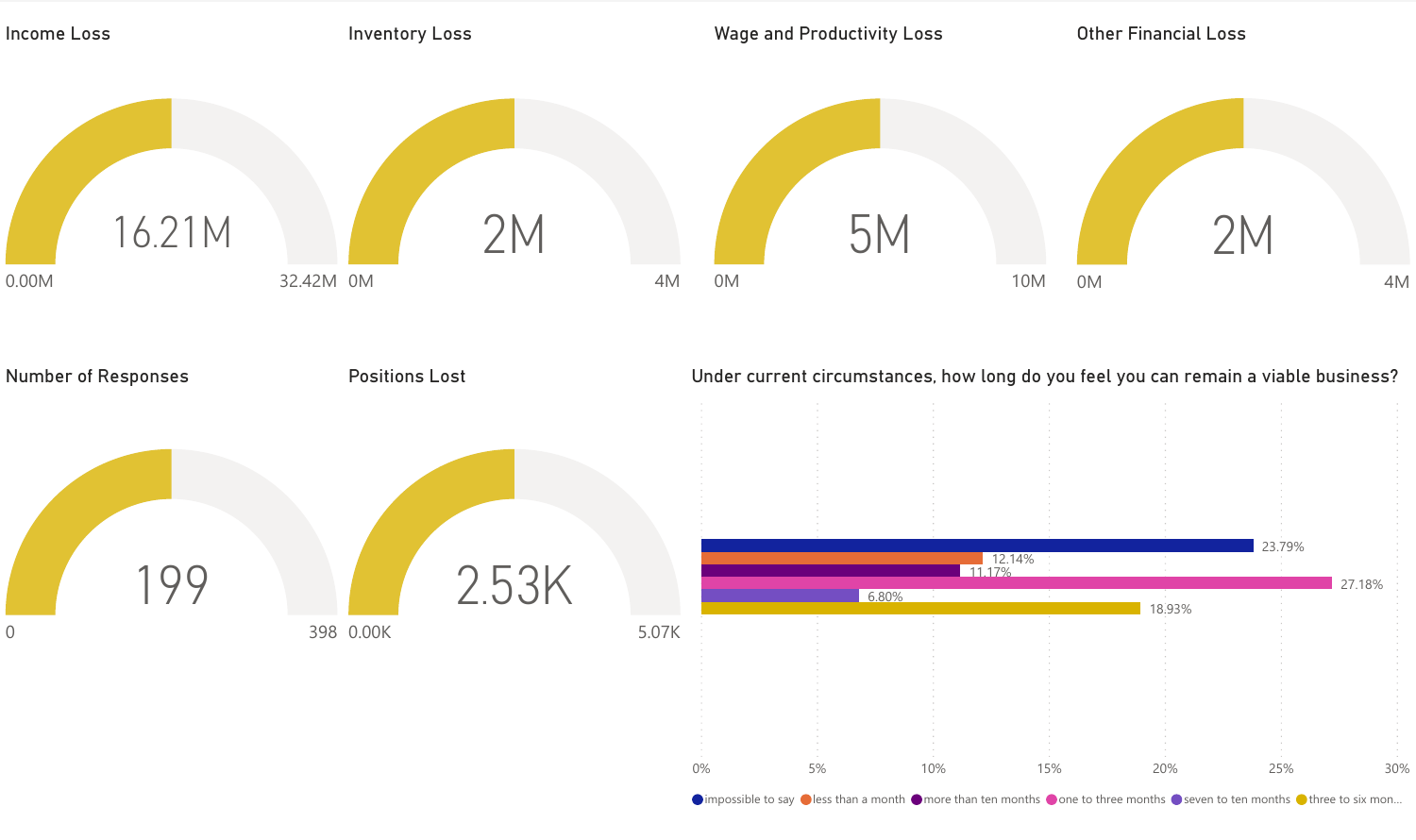## Income Loss

16.21M

0.00M — 32.42M

## Inventory Loss

2M

0M — 4M

## Wage and Productivity Loss

5M

0M — 10M

## Other Financial Loss

2M

0M — 4M

## Number of Responses

199

0 — 398

## Positions Lost

2.53K

0.00K — 5.07K

## Under current circumstances, how long do you feel you can remain a viable business?

| Response | Percentage |
| --- | --- |
| impossible to say | 23.79% |
| less than a month | 12.14% |
| more than ten months | 11.17% |
| one to three months | 27.18% |
| seven to ten months | 6.80% |
| three to six mon... | 18.93% |

0% 5% 10% 15% 20% 25% 30%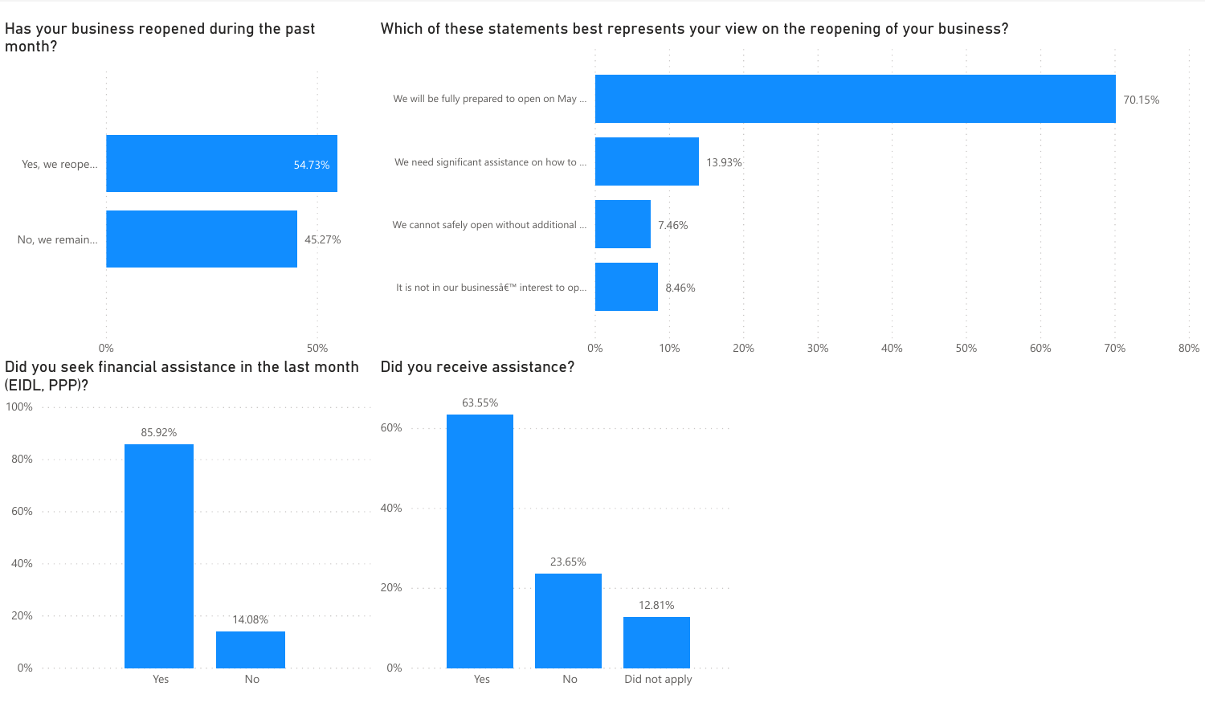## Has your business reopened during the past month?

Yes, we reope...

54.73%

No, we remain...

45.27%

0%

50%

## Which of these statements best represents your view on the reopening of your business?

We will be fully prepared to open on May ...

70.15%

We need significant assistance on how to ...

13.93%

We cannot safely open without additional ...

7.46%

It is not in our businessâ€™ interest to op...

8.46%

0%
10%
20%
30%
40%
50%
60%
70%
80%

## Did you seek financial assistance in the last month (EIDL, PPP)?

100%
80%
60%
40%
20%
0%

85.92%

14.08%

Yes
No

## Did you receive assistance?

60%
40%
20%
0%

63.55%

23.65%

12.81%

Yes
No
Did not apply